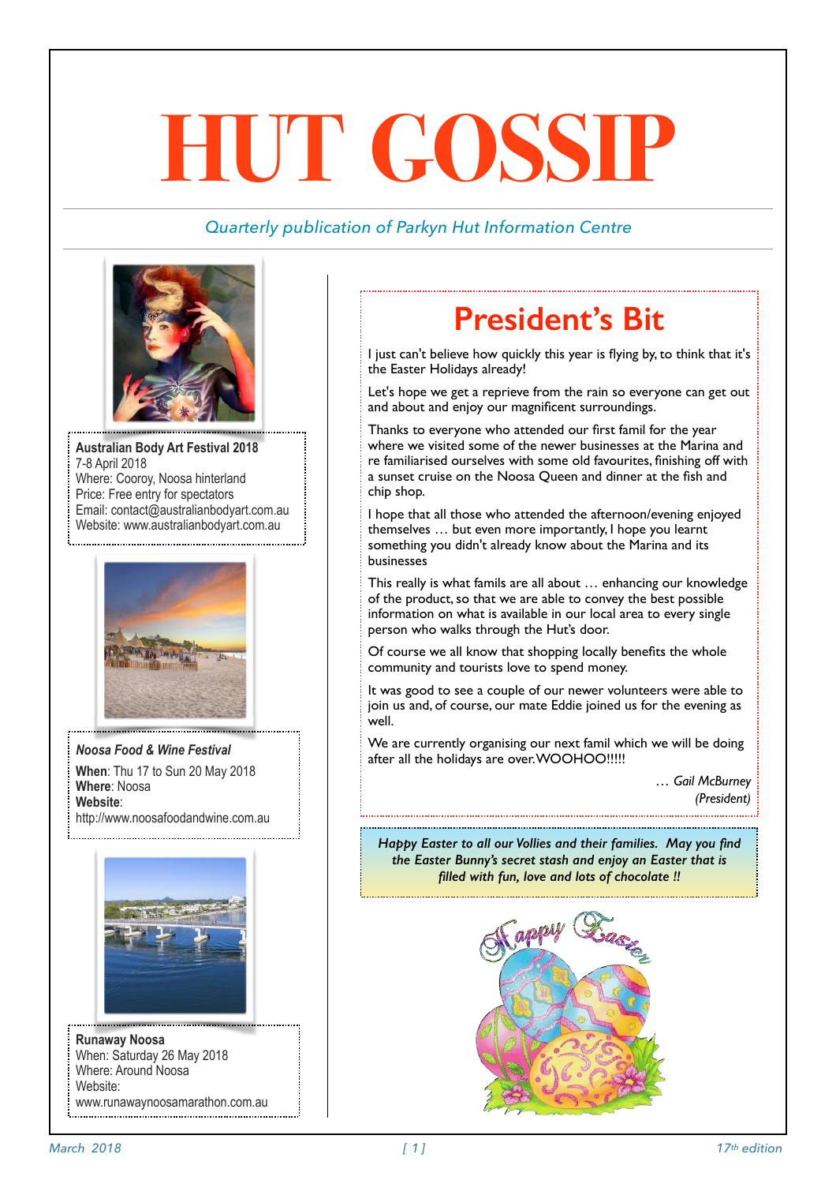# HUT GOSSIP

*Quarterly publication of Parkyn Hut Information Centre*

**Australian Body Art Festival 2018**
7-8 April 2018
Where: Cooroy, Noosa hinterland
Price: Free entry for spectators
Email: contact@australianbodyart.com.au
Website: www.australianbodyart.com.au

***Noosa Food & Wine Festival***

**When**: Thu 17 to Sun 20 May 2018
**Where**: Noosa
**Website**:
http://www.noosafoodandwine.com.au

**Runaway Noosa**
When: Saturday 26 May 2018
Where: Around Noosa
Website:
www.runawaynoosamarathon.com.au

## President's Bit

I just can't believe how quickly this year is flying by, to think that it's the Easter Holidays already!

Let's hope we get a reprieve from the rain so everyone can get out and about and enjoy our magnificent surroundings.

Thanks to everyone who attended our first famil for the year where we visited some of the newer businesses at the Marina and re familiarised ourselves with some old favourites, finishing off with a sunset cruise on the Noosa Queen and dinner at the fish and chip shop.

I hope that all those who attended the afternoon/evening enjoyed themselves … but even more importantly, I hope you learnt something you didn't already know about the Marina and its businesses

This really is what famils are all about … enhancing our knowledge of the product, so that we are able to convey the best possible information on what is available in our local area to every single person who walks through the Hut's door.

Of course we all know that shopping locally benefits the whole community and tourists love to spend money.

It was good to see a couple of our newer volunteers were able to join us and, of course, our mate Eddie joined us for the evening as well.

We are currently organising our next famil which we will be doing after all the holidays are over. WOOHOO!!!!!

*… Gail McBurney*
*(President)*

***Happy Easter to all our Vollies and their families. May you find the Easter Bunny's secret stash and enjoy an Easter that is filled with fun, love and lots of chocolate !!***

March 2018 — 17th edition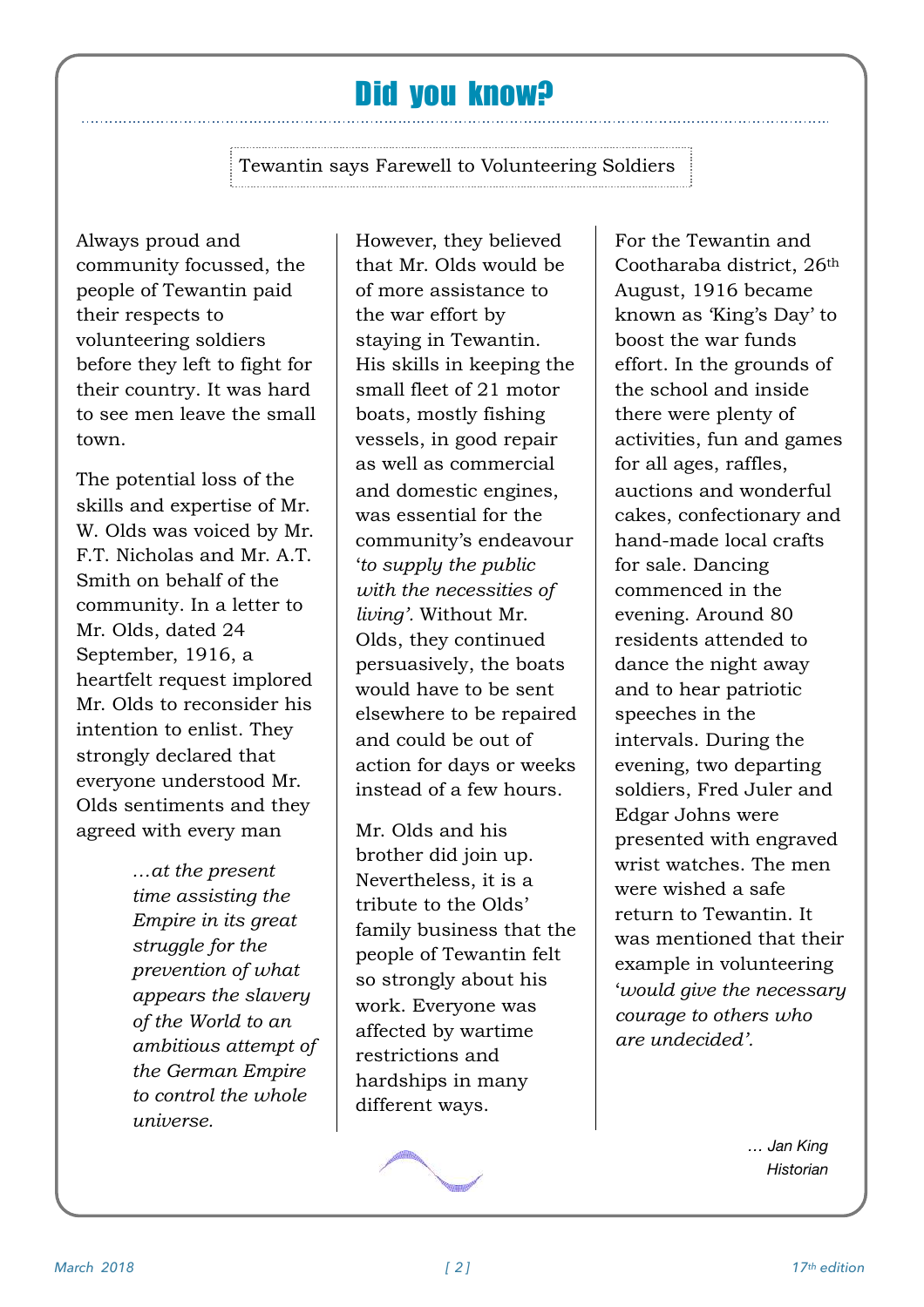# Did you know?

## Tewantin says Farewell to Volunteering Soldiers

Always proud and community focussed, the people of Tewantin paid their respects to volunteering soldiers before they left to fight for their country. It was hard to see men leave the small town.

The potential loss of the skills and expertise of Mr. W. Olds was voiced by Mr. F.T. Nicholas and Mr. A.T. Smith on behalf of the community. In a letter to Mr. Olds, dated 24 September, 1916, a heartfelt request implored Mr. Olds to reconsider his intention to enlist. They strongly declared that everyone understood Mr. Olds sentiments and they agreed with every man

> *…at the present time assisting the Empire in its great struggle for the prevention of what appears the slavery of the World to an ambitious attempt of the German Empire to control the whole universe.*

However, they believed that Mr. Olds would be of more assistance to the war effort by staying in Tewantin. His skills in keeping the small fleet of 21 motor boats, mostly fishing vessels, in good repair as well as commercial and domestic engines, was essential for the community's endeavour *'to supply the public with the necessities of living'*. Without Mr. Olds, they continued persuasively, the boats would have to be sent elsewhere to be repaired and could be out of action for days or weeks instead of a few hours.

Mr. Olds and his brother did join up. Nevertheless, it is a tribute to the Olds' family business that the people of Tewantin felt so strongly about his work. Everyone was affected by wartime restrictions and hardships in many different ways.

For the Tewantin and Cootharaba district, 26th August, 1916 became known as 'King's Day' to boost the war funds effort. In the grounds of the school and inside there were plenty of activities, fun and games for all ages, raffles, auctions and wonderful cakes, confectionary and hand-made local crafts for sale. Dancing commenced in the evening. Around 80 residents attended to dance the night away and to hear patriotic speeches in the intervals. During the evening, two departing soldiers, Fred Juler and Edgar Johns were presented with engraved wrist watches. The men were wished a safe return to Tewantin. It was mentioned that their example in volunteering *'would give the necessary courage to others who are undecided'.*

*… Jan King*
*Historian*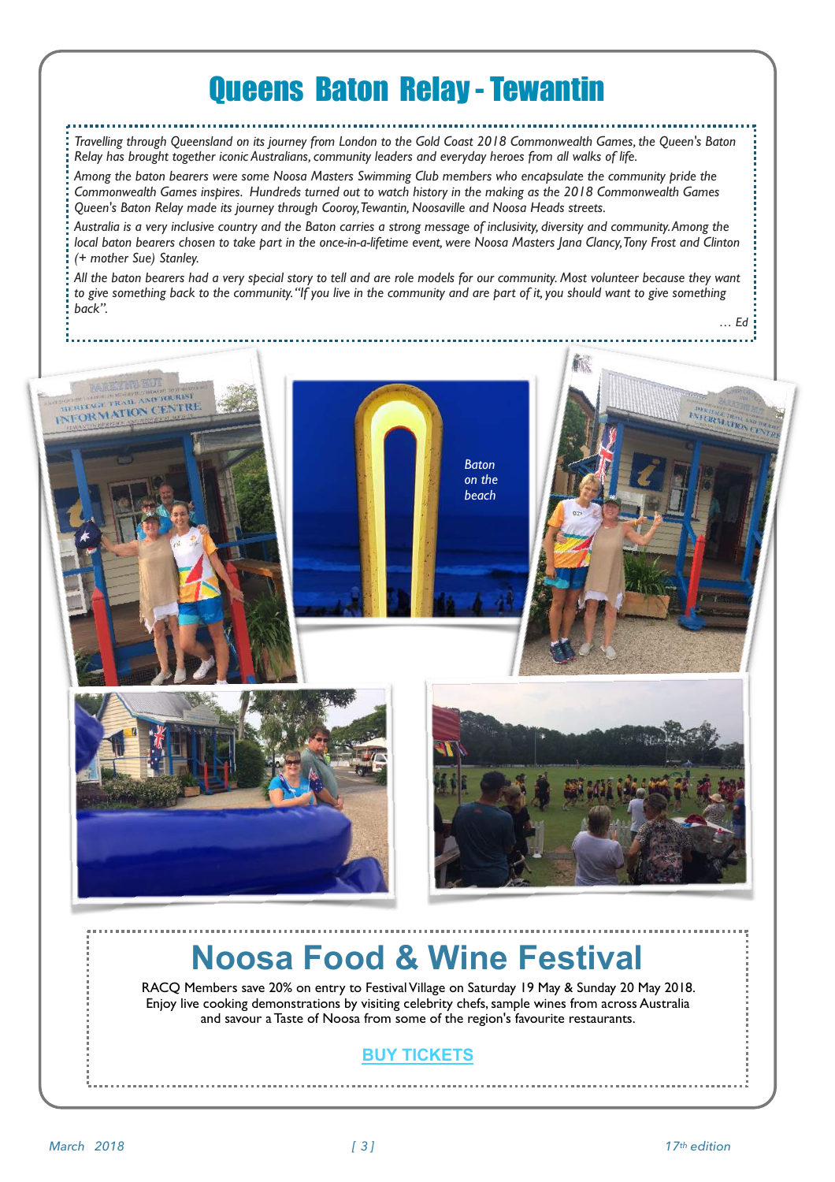# Queens Baton Relay - Tewantin

*Travelling through Queensland on its journey from London to the Gold Coast 2018 Commonwealth Games, the Queen's Baton Relay has brought together iconic Australians, community leaders and everyday heroes from all walks of life.*

*Among the baton bearers were some Noosa Masters Swimming Club members who encapsulate the community pride the Commonwealth Games inspires. Hundreds turned out to watch history in the making as the 2018 Commonwealth Games Queen's Baton Relay made its journey through Cooroy, Tewantin, Noosaville and Noosa Heads streets.*

*Australia is a very inclusive country and the Baton carries a strong message of inclusivity, diversity and community. Among the local baton bearers chosen to take part in the once-in-a-lifetime event, were Noosa Masters Jana Clancy, Tony Frost and Clinton (+ mother Sue) Stanley.*

*All the baton bearers had a very special story to tell and are role models for our community. Most volunteer because they want to give something back to the community. "If you live in the community and are part of it, you should want to give something back".*

*… Ed*

*Baton on the beach*

## Noosa Food & Wine Festival

RACQ Members save 20% on entry to Festival Village on Saturday 19 May & Sunday 20 May 2018. Enjoy live cooking demonstrations by visiting celebrity chefs, sample wines from across Australia and savour a Taste of Noosa from some of the region's favourite restaurants.

**BUY TICKETS**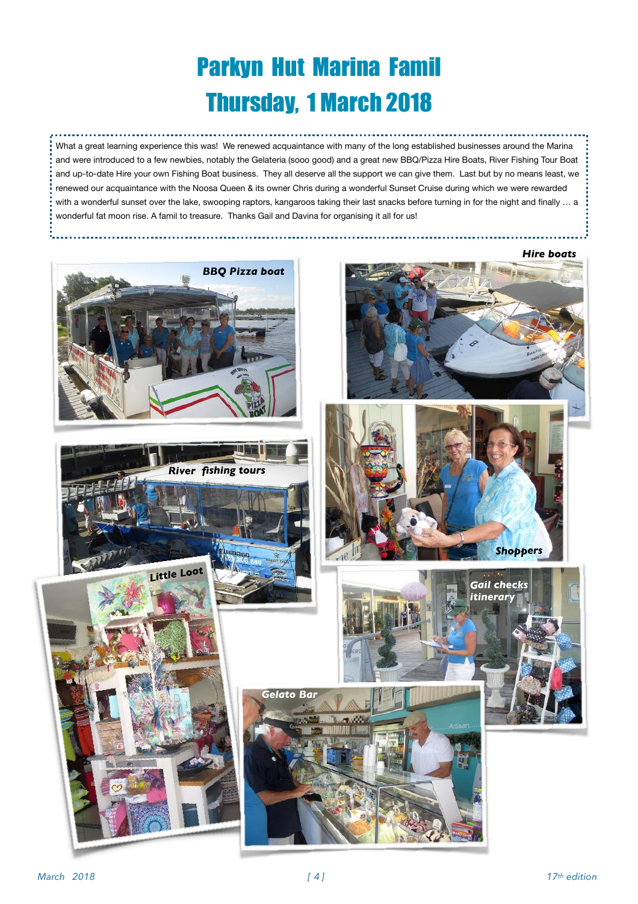# Parkyn Hut Marina Famil
# Thursday, 1 March 2018

What a great learning experience this was! We renewed acquaintance with many of the long established businesses around the Marina and were introduced to a few newbies, notably the Gelateria (sooo good) and a great new BBQ/Pizza Hire Boats, River Fishing Tour Boat and up-to-date Hire your own Fishing Boat business. They all deserve all the support we can give them. Last but by no means least, we renewed our acquaintance with the Noosa Queen & its owner Chris during a wonderful Sunset Cruise during which we were rewarded with a wonderful sunset over the lake, swooping raptors, kangaroos taking their last snacks before turning in for the night and finally … a wonderful fat moon rise. A famil to treasure. Thanks Gail and Davina for organising it all for us!

***BBQ Pizza boat***

***Hire boats***

***River fishing tours***

***Shoppers***

***Little Loot***

***Gail checks itinerary***

***Gelato Bar***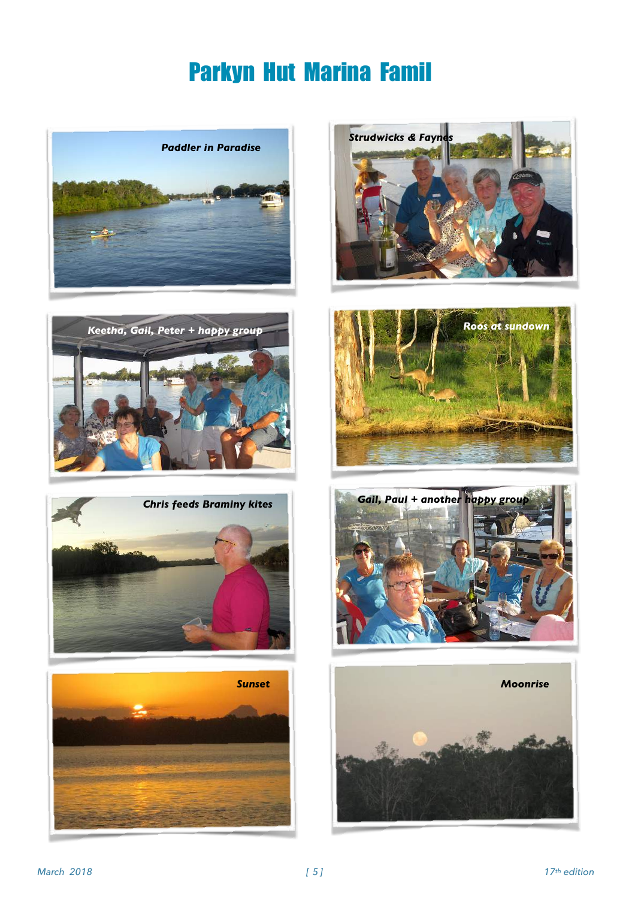# Parkyn Hut Marina Famil

Paddler in Paradise

Strudwicks & Faynes

Keetha, Gail, Peter + happy group

Roos at sundown

Chris feeds Braminy kites

Gail, Paul + another happy group

Sunset

Moonrise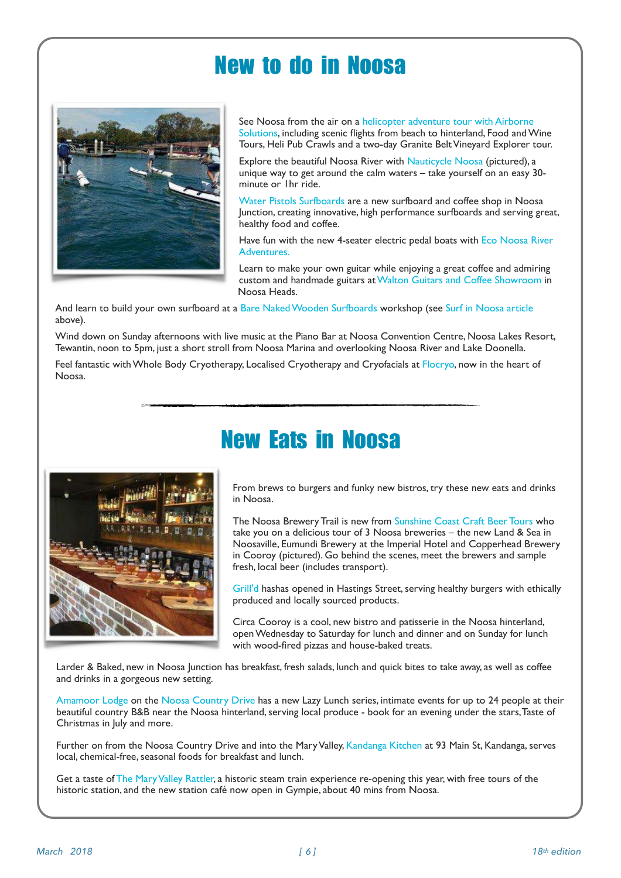# New to do in Noosa

See Noosa from the air on a helicopter adventure tour with Airborne Solutions, including scenic flights from beach to hinterland, Food and Wine Tours, Heli Pub Crawls and a two-day Granite Belt Vineyard Explorer tour.

Explore the beautiful Noosa River with Nauticycle Noosa (pictured), a unique way to get around the calm waters – take yourself on an easy 30-minute or 1hr ride.

Water Pistols Surfboards are a new surfboard and coffee shop in Noosa Junction, creating innovative, high performance surfboards and serving great, healthy food and coffee.

Have fun with the new 4-seater electric pedal boats with Eco Noosa River Adventures.

Learn to make your own guitar while enjoying a great coffee and admiring custom and handmade guitars at Walton Guitars and Coffee Showroom in Noosa Heads.

And learn to build your own surfboard at a Bare Naked Wooden Surfboards workshop (see Surf in Noosa article above).

Wind down on Sunday afternoons with live music at the Piano Bar at Noosa Convention Centre, Noosa Lakes Resort, Tewantin, noon to 5pm, just a short stroll from Noosa Marina and overlooking Noosa River and Lake Doonella.

Feel fantastic with Whole Body Cryotherapy, Localised Cryotherapy and Cryofacials at Flocryo, now in the heart of Noosa.

# New Eats in Noosa

From brews to burgers and funky new bistros, try these new eats and drinks in Noosa.

The Noosa Brewery Trail is new from Sunshine Coast Craft Beer Tours who take you on a delicious tour of 3 Noosa breweries – the new Land & Sea in Noosaville, Eumundi Brewery at the Imperial Hotel and Copperhead Brewery in Cooroy (pictured). Go behind the scenes, meet the brewers and sample fresh, local beer (includes transport).

Grill'd hashas opened in Hastings Street, serving healthy burgers with ethically produced and locally sourced products.

Circa Cooroy is a cool, new bistro and patisserie in the Noosa hinterland, open Wednesday to Saturday for lunch and dinner and on Sunday for lunch with wood-fired pizzas and house-baked treats.

Larder & Baked, new in Noosa Junction has breakfast, fresh salads, lunch and quick bites to take away, as well as coffee and drinks in a gorgeous new setting.

Amamoor Lodge on the Noosa Country Drive has a new Lazy Lunch series, intimate events for up to 24 people at their beautiful country B&B near the Noosa hinterland, serving local produce - book for an evening under the stars, Taste of Christmas in July and more.

Further on from the Noosa Country Drive and into the Mary Valley, Kandanga Kitchen at 93 Main St, Kandanga, serves local, chemical-free, seasonal foods for breakfast and lunch.

Get a taste of The Mary Valley Rattler, a historic steam train experience re-opening this year, with free tours of the historic station, and the new station café now open in Gympie, about 40 mins from Noosa.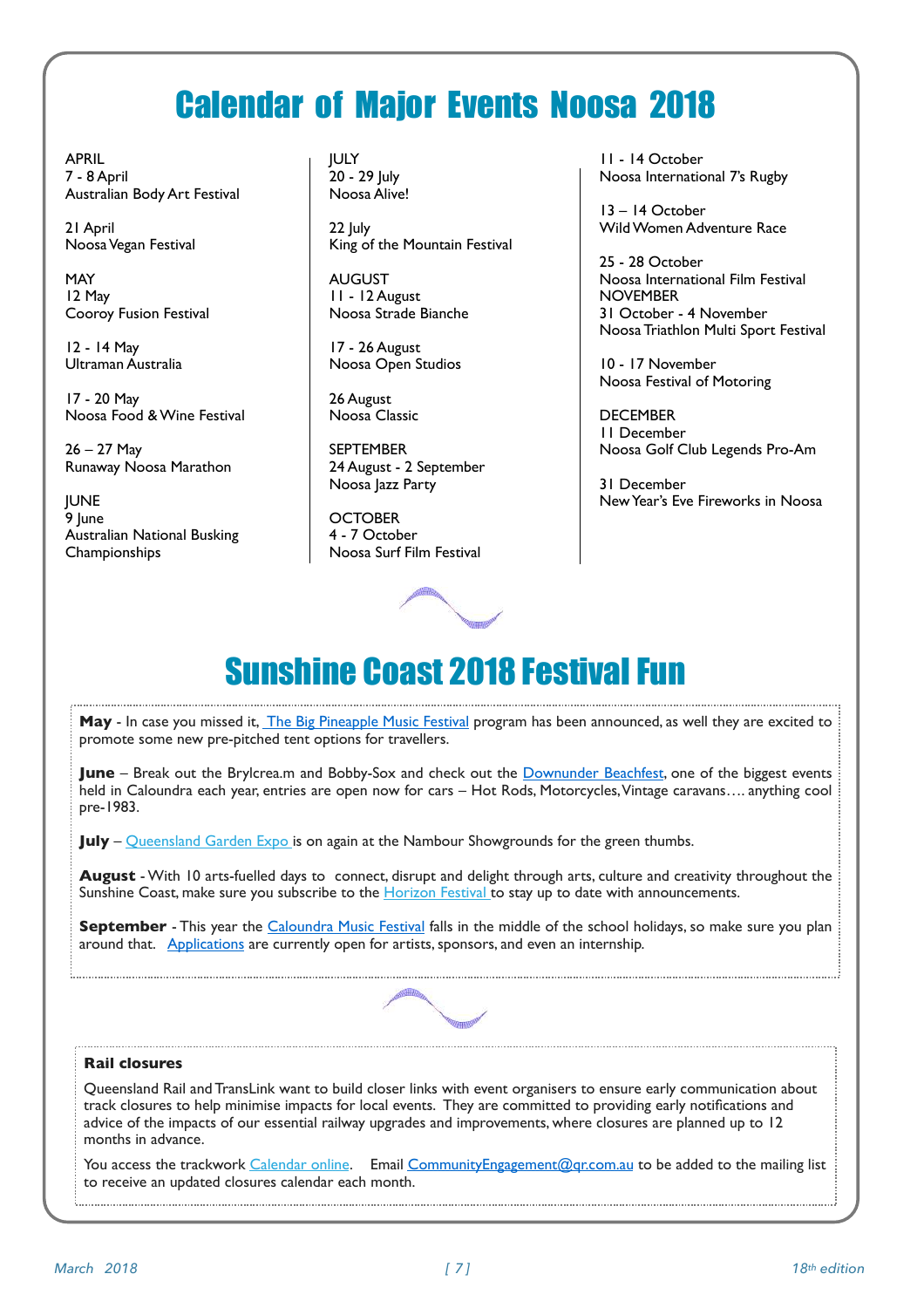# Calendar of Major Events Noosa 2018

APRIL
7 - 8 April
Australian Body Art Festival

21 April
Noosa Vegan Festival

MAY
12 May
Cooroy Fusion Festival

12 - 14 May
Ultraman Australia

17 - 20 May
Noosa Food & Wine Festival

26 – 27 May
Runaway Noosa Marathon

JUNE
9 June
Australian National Busking Championships

JULY
20 - 29 July
Noosa Alive!

22 July
King of the Mountain Festival

AUGUST
11 - 12 August
Noosa Strade Bianche

17 - 26 August
Noosa Open Studios

26 August
Noosa Classic

SEPTEMBER
24 August - 2 September
Noosa Jazz Party

OCTOBER
4 - 7 October
Noosa Surf Film Festival

11 - 14 October
Noosa International 7's Rugby

13 – 14 October
Wild Women Adventure Race

25 - 28 October
Noosa International Film Festival

NOVEMBER
31 October - 4 November
Noosa Triathlon Multi Sport Festival

10 - 17 November
Noosa Festival of Motoring

DECEMBER
11 December
Noosa Golf Club Legends Pro-Am

31 December
New Year's Eve Fireworks in Noosa

# Sunshine Coast 2018 Festival Fun

**May** - In case you missed it, The Big Pineapple Music Festival program has been announced, as well they are excited to promote some new pre-pitched tent options for travellers.

**June** – Break out the Brylcrea.m and Bobby-Sox and check out the Downunder Beachfest, one of the biggest events held in Caloundra each year, entries are open now for cars – Hot Rods, Motorcycles, Vintage caravans…. anything cool pre-1983.

**July** – Queensland Garden Expo is on again at the Nambour Showgrounds for the green thumbs.

**August** - With 10 arts-fuelled days to connect, disrupt and delight through arts, culture and creativity throughout the Sunshine Coast, make sure you subscribe to the Horizon Festival to stay up to date with announcements.

**September** - This year the Caloundra Music Festival falls in the middle of the school holidays, so make sure you plan around that. Applications are currently open for artists, sponsors, and even an internship.

**Rail closures**

Queensland Rail and TransLink want to build closer links with event organisers to ensure early communication about track closures to help minimise impacts for local events. They are committed to providing early notifications and advice of the impacts of our essential railway upgrades and improvements, where closures are planned up to 12 months in advance.

You access the trackwork Calendar online. Email CommunityEngagement@qr.com.au to be added to the mailing list to receive an updated closures calendar each month.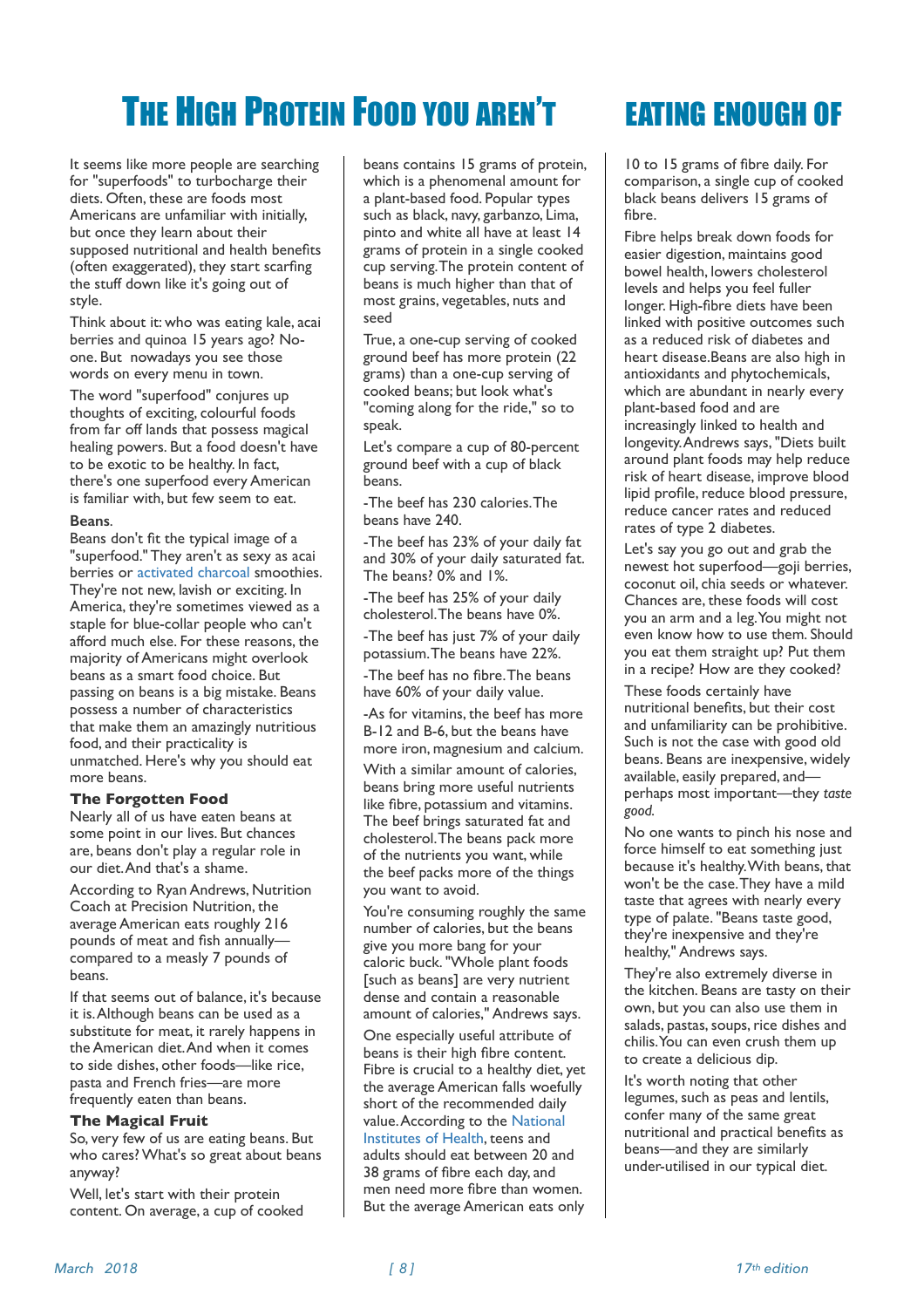# The High Protein Food you aren't eating enough of

It seems like more people are searching for "superfoods" to turbocharge their diets. Often, these are foods most Americans are unfamiliar with initially, but once they learn about their supposed nutritional and health benefits (often exaggerated), they start scarfing the stuff down like it's going out of style.

Think about it: who was eating kale, acai berries and quinoa 15 years ago? No-one. But nowadays you see those words on every menu in town.

The word "superfood" conjures up thoughts of exciting, colourful foods from far off lands that possess magical healing powers. But a food doesn't have to be exotic to be healthy. In fact, there's one superfood every American is familiar with, but few seem to eat.

**Beans.**

Beans don't fit the typical image of a "superfood." They aren't as sexy as acai berries or activated charcoal smoothies. They're not new, lavish or exciting. In America, they're sometimes viewed as a staple for blue-collar people who can't afford much else. For these reasons, the majority of Americans might overlook beans as a smart food choice. But passing on beans is a big mistake. Beans possess a number of characteristics that make them an amazingly nutritious food, and their practicality is unmatched. Here's why you should eat more beans.

### The Forgotten Food

Nearly all of us have eaten beans at some point in our lives. But chances are, beans don't play a regular role in our diet. And that's a shame.

According to Ryan Andrews, Nutrition Coach at Precision Nutrition, the average American eats roughly 216 pounds of meat and fish annually—compared to a measly 7 pounds of beans.

If that seems out of balance, it's because it is. Although beans can be used as a substitute for meat, it rarely happens in the American diet. And when it comes to side dishes, other foods—like rice, pasta and French fries—are more frequently eaten than beans.

### The Magical Fruit

So, very few of us are eating beans. But who cares? What's so great about beans anyway?

Well, let's start with their protein content. On average, a cup of cooked beans contains 15 grams of protein, which is a phenomenal amount for a plant-based food. Popular types such as black, navy, garbanzo, Lima, pinto and white all have at least 14 grams of protein in a single cooked cup serving. The protein content of beans is much higher than that of most grains, vegetables, nuts and seed

True, a one-cup serving of cooked ground beef has more protein (22 grams) than a one-cup serving of cooked beans; but look what's "coming along for the ride," so to speak.

Let's compare a cup of 80-percent ground beef with a cup of black beans.

-The beef has 230 calories. The beans have 240.

-The beef has 23% of your daily fat and 30% of your daily saturated fat. The beans? 0% and 1%.

-The beef has 25% of your daily cholesterol. The beans have 0%.

-The beef has just 7% of your daily potassium. The beans have 22%.

-The beef has no fibre. The beans have 60% of your daily value.

-As for vitamins, the beef has more B-12 and B-6, but the beans have more iron, magnesium and calcium.

With a similar amount of calories, beans bring more useful nutrients like fibre, potassium and vitamins. The beef brings saturated fat and cholesterol. The beans pack more of the nutrients you want, while the beef packs more of the things you want to avoid.

You're consuming roughly the same number of calories, but the beans give you more bang for your caloric buck. "Whole plant foods [such as beans] are very nutrient dense and contain a reasonable amount of calories," Andrews says.

One especially useful attribute of beans is their high fibre content. Fibre is crucial to a healthy diet, yet the average American falls woefully short of the recommended daily value. According to the National Institutes of Health, teens and adults should eat between 20 and 38 grams of fibre each day, and men need more fibre than women. But the average American eats only 10 to 15 grams of fibre daily. For comparison, a single cup of cooked black beans delivers 15 grams of fibre.

Fibre helps break down foods for easier digestion, maintains good bowel health, lowers cholesterol levels and helps you feel fuller longer. High-fibre diets have been linked with positive outcomes such as a reduced risk of diabetes and heart disease. Beans are also high in antioxidants and phytochemicals, which are abundant in nearly every plant-based food and are increasingly linked to health and longevity. Andrews says, "Diets built around plant foods may help reduce risk of heart disease, improve blood lipid profile, reduce blood pressure, reduce cancer rates and reduced rates of type 2 diabetes.

Let's say you go out and grab the newest hot superfood—goji berries, coconut oil, chia seeds or whatever. Chances are, these foods will cost you an arm and a leg. You might not even know how to use them. Should you eat them straight up? Put them in a recipe? How are they cooked?

These foods certainly have nutritional benefits, but their cost and unfamiliarity can be prohibitive. Such is not the case with good old beans. Beans are inexpensive, widely available, easily prepared, and—perhaps most important—they *taste good.*

No one wants to pinch his nose and force himself to eat something just because it's healthy. With beans, that won't be the case. They have a mild taste that agrees with nearly every type of palate. "Beans taste good, they're inexpensive and they're healthy," Andrews says.

They're also extremely diverse in the kitchen. Beans are tasty on their own, but you can also use them in salads, pastas, soups, rice dishes and chilis. You can even crush them up to create a delicious dip.

It's worth noting that other legumes, such as peas and lentils, confer many of the same great nutritional and practical benefits as beans—and they are similarly under-utilised in our typical diet.